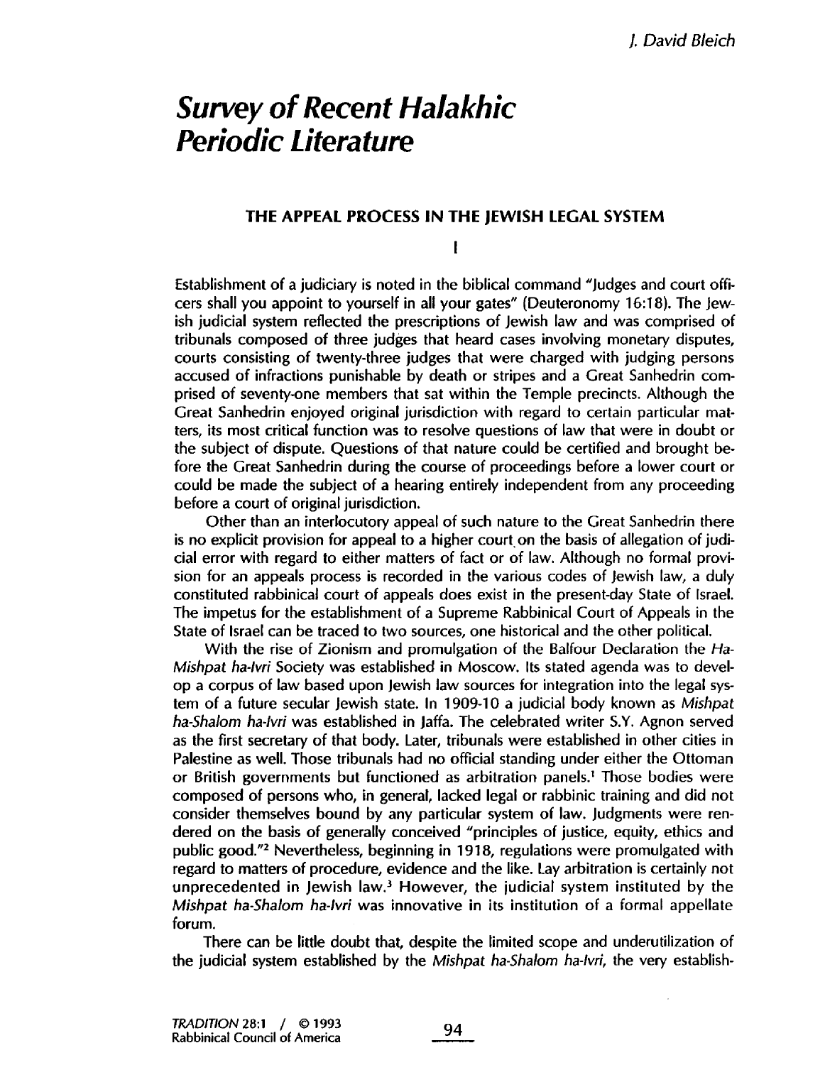J. David Bleich

# Survey of Recent Halakhic Periodic Literature

## THE APPEAL PROCESS IN THE JEWISH LEGAL SYSTEM

### I

Establishment of a judiciary is noted in the biblical command "Judges and court officers shall you appoint to yourself in all your gates" (Deuteronomy 16:18). The Jewish judicial system reflected the prescriptions of Jewish law and was comprised of tribunals composed of three judges that heard cases involving monetary disputes, courts consisting of twenty-three judges that were charged with judging persons accused of infractions punishable by death or stripes and a Great Sanhedrin comprised of seventy-one members that sat within the Temple precincts. Although the Great Sanhedrin enjoyed original jurisdiction with regard to certain particular matters, its most critical function was to resolve questions of law that were in doubt or the subject of dispute. Questions of that nature could be certified and brought before the Great Sanhedrin during the course of proceedings before a lower court or could be made the subject of a hearing entirely independent from any proceeding before a court of original jurisdiction.

Other than an interlocutory appeal of such nature to the Great Sanhedrin there is no explicit provision for appeal to a higher court on the basis of allegation of judicial error with regard to either matters of fact or of law. Although no formal provision for an appeals process is recorded in the various codes of Jewish law, a duly constituted rabbinical court of appeals does exist in the present-day State of Israel. The impetus for the establishment of a Supreme Rabbinical Court of Appeals in the State of Israel can be traced to two sources, one historical and the other political.

With the rise of Zionism and promulgation of the Balfour Declaration the *Ha-Mishpat ha-Ivri* Society was established in Moscow. Its stated agenda was to develop a corpus of law based upon Jewish law sources for integration into the legal system of a future secular Jewish state. In 1909-10 a judicial body known as *Mishpat ha-Shalom ha-Ivri* was established in Jaffa. The celebrated writer S.Y. Agnon served as the first secretary of that body. Later, tribunals were established in other cities in Palestine as well. Those tribunals had no official standing under either the Ottoman or British governments but functioned as arbitration panels.[1] Those bodies were composed of persons who, in general, lacked legal or rabbinic training and did not consider themselves bound by any particular system of law. Judgments were rendered on the basis of generally conceived "principles of justice, equity, ethics and public good."[2] Nevertheless, beginning in 1918, regulations were promulgated with regard to matters of procedure, evidence and the like. Lay arbitration is certainly not unprecedented in Jewish law.[3] However, the judicial system instituted by the *Mishpat ha-Shalom ha-Ivri* was innovative in its institution of a formal appellate forum.

There can be little doubt that, despite the limited scope and underutilization of the judicial system established by the *Mishpat ha-Shalom ha-Ivri*, the very establish-

*TRADITION* 28:1 / © 1993
Rabbinical Council of America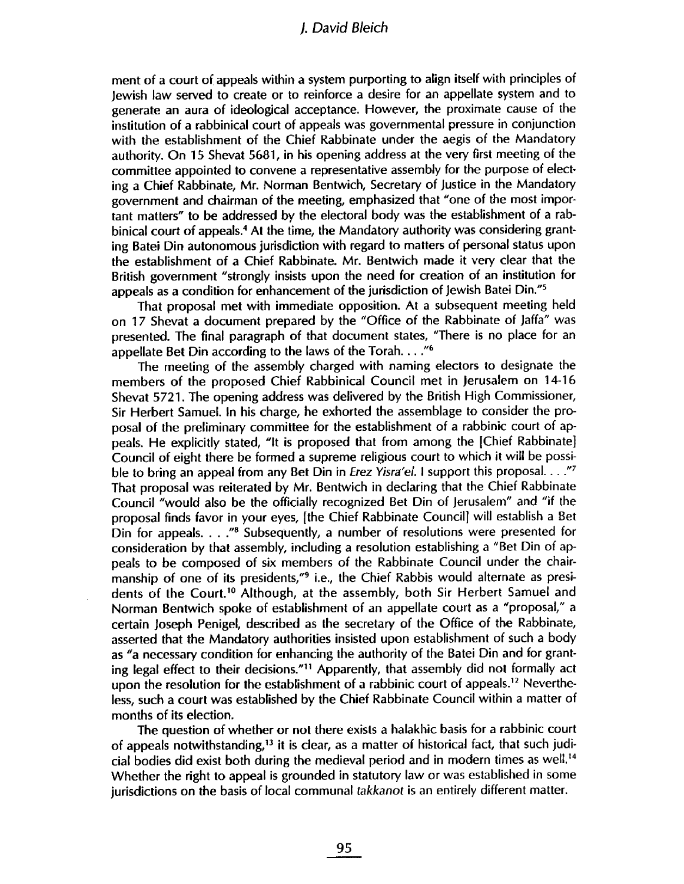ment of a court of appeals within a system purporting to align itself with principles of Jewish law served to create or to reinforce a desire for an appellate system and to generate an aura of ideological acceptance. However, the proximate cause of the institution of a rabbinical court of appeals was governmental pressure in conjunction with the establishment of the Chief Rabbinate under the aegis of the Mandatory authority. On 15 Shevat 5681, in his opening address at the very first meeting of the committee appointed to convene a representative assembly for the purpose of electing a Chief Rabbinate, Mr. Norman Bentwich, Secretary of Justice in the Mandatory government and chairman of the meeting, emphasized that "one of the most important matters" to be addressed by the electoral body was the establishment of a rabbinical court of appeals.[4] At the time, the Mandatory authority was considering granting Batei Din autonomous jurisdiction with regard to matters of personal status upon the establishment of a Chief Rabbinate. Mr. Bentwich made it very clear that the British government "strongly insists upon the need for creation of an institution for appeals as a condition for enhancement of the jurisdiction of Jewish Batei Din."[5]

That proposal met with immediate opposition. At a subsequent meeting held on 17 Shevat a document prepared by the "Office of the Rabbinate of Jaffa" was presented. The final paragraph of that document states, "There is no place for an appellate Bet Din according to the laws of the Torah. . . ."[6]

The meeting of the assembly charged with naming electors to designate the members of the proposed Chief Rabbinical Council met in Jerusalem on 14-16 Shevat 5721. The opening address was delivered by the British High Commissioner, Sir Herbert Samuel. In his charge, he exhorted the assemblage to consider the proposal of the preliminary committee for the establishment of a rabbinic court of appeals. He explicitly stated, "It is proposed that from among the [Chief Rabbinate] Council of eight there be formed a supreme religious court to which it will be possible to bring an appeal from any Bet Din in *Erez Yisra'el*. I support this proposal. . . ."[7] That proposal was reiterated by Mr. Bentwich in declaring that the Chief Rabbinate Council "would also be the officially recognized Bet Din of Jerusalem" and "if the proposal finds favor in your eyes, [the Chief Rabbinate Council] will establish a Bet Din for appeals. . . ."[8] Subsequently, a number of resolutions were presented for consideration by that assembly, including a resolution establishing a "Bet Din of appeals to be composed of six members of the Rabbinate Council under the chairmanship of one of its presidents,"[9] i.e., the Chief Rabbis would alternate as presidents of the Court.[10] Although, at the assembly, both Sir Herbert Samuel and Norman Bentwich spoke of establishment of an appellate court as a "proposal," a certain Joseph Penigel, described as the secretary of the Office of the Rabbinate, asserted that the Mandatory authorities insisted upon establishment of such a body as "a necessary condition for enhancing the authority of the Batei Din and for granting legal effect to their decisions."[11] Apparently, that assembly did not formally act upon the resolution for the establishment of a rabbinic court of appeals.[12] Nevertheless, such a court was established by the Chief Rabbinate Council within a matter of months of its election.

The question of whether or not there exists a halakhic basis for a rabbinic court of appeals notwithstanding,[13] it is clear, as a matter of historical fact, that such judicial bodies did exist both during the medieval period and in modern times as well.[14] Whether the right to appeal is grounded in statutory law or was established in some jurisdictions on the basis of local communal *takkanot* is an entirely different matter.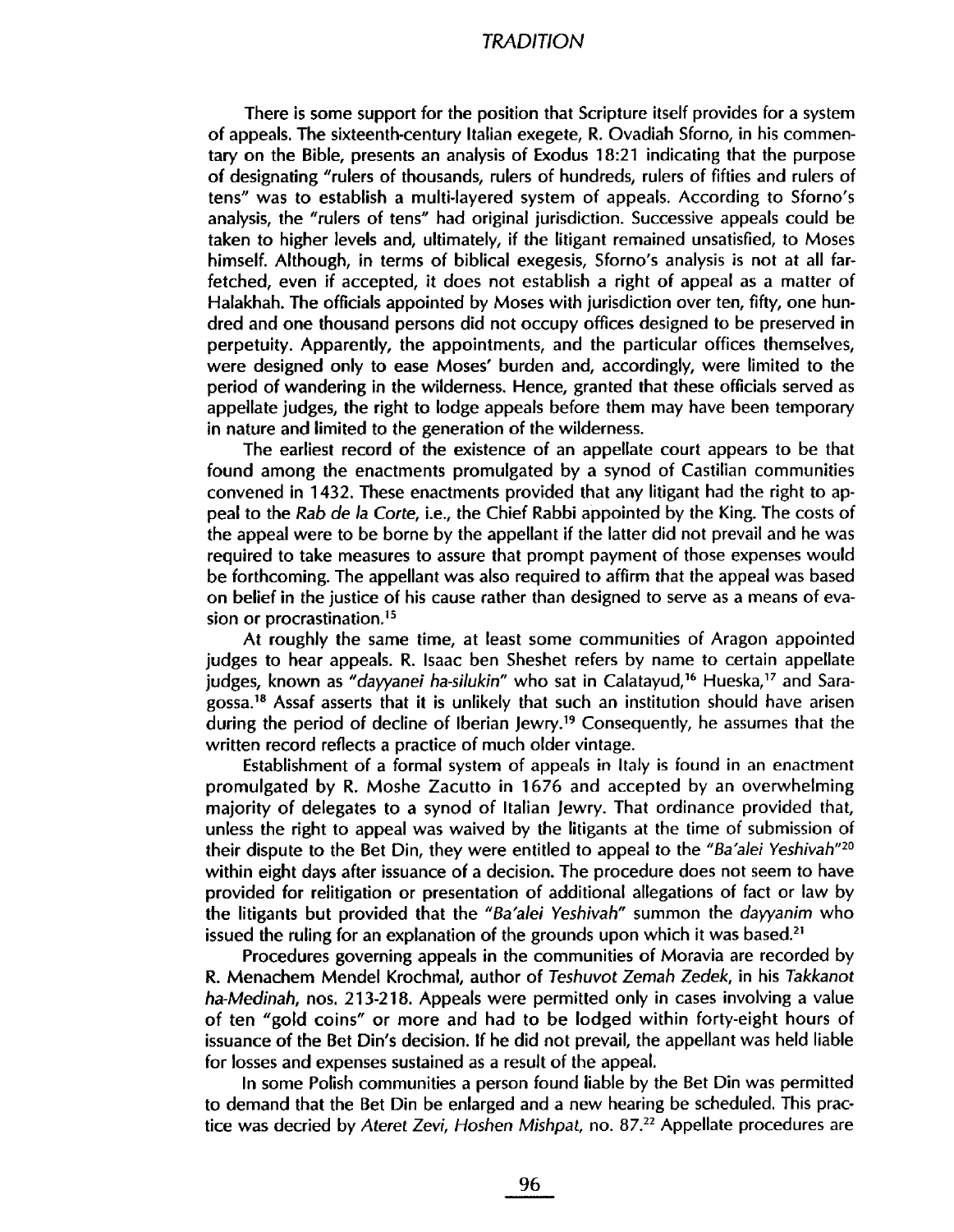There is some support for the position that Scripture itself provides for a system of appeals. The sixteenth-century Italian exegete, R. Ovadiah Sforno, in his commentary on the Bible, presents an analysis of Exodus 18:21 indicating that the purpose of designating "rulers of thousands, rulers of hundreds, rulers of fifties and rulers of tens" was to establish a multi-layered system of appeals. According to Sforno's analysis, the "rulers of tens" had original jurisdiction. Successive appeals could be taken to higher levels and, ultimately, if the litigant remained unsatisfied, to Moses himself. Although, in terms of biblical exegesis, Sforno's analysis is not at all far-fetched, even if accepted, it does not establish a right of appeal as a matter of Halakhah. The officials appointed by Moses with jurisdiction over ten, fifty, one hundred and one thousand persons did not occupy offices designed to be preserved in perpetuity. Apparently, the appointments, and the particular offices themselves, were designed only to ease Moses' burden and, accordingly, were limited to the period of wandering in the wilderness. Hence, granted that these officials served as appellate judges, the right to lodge appeals before them may have been temporary in nature and limited to the generation of the wilderness.

The earliest record of the existence of an appellate court appears to be that found among the enactments promulgated by a synod of Castilian communities convened in 1432. These enactments provided that any litigant had the right to appeal to the *Rab de la Corte*, i.e., the Chief Rabbi appointed by the King. The costs of the appeal were to be borne by the appellant if the latter did not prevail and he was required to take measures to assure that prompt payment of those expenses would be forthcoming. The appellant was also required to affirm that the appeal was based on belief in the justice of his cause rather than designed to serve as a means of evasion or procrastination.[15]

At roughly the same time, at least some communities of Aragon appointed judges to hear appeals. R. Isaac ben Sheshet refers by name to certain appellate judges, known as "*dayyanei ha-silukin*" who sat in Calatayud,[16] Hueska,[17] and Saragossa.[18] Assaf asserts that it is unlikely that such an institution should have arisen during the period of decline of Iberian Jewry.[19] Consequently, he assumes that the written record reflects a practice of much older vintage.

Establishment of a formal system of appeals in Italy is found in an enactment promulgated by R. Moshe Zacutto in 1676 and accepted by an overwhelming majority of delegates to a synod of Italian Jewry. That ordinance provided that, unless the right to appeal was waived by the litigants at the time of submission of their dispute to the Bet Din, they were entitled to appeal to the "*Ba'alei Yeshivah*"[20] within eight days after issuance of a decision. The procedure does not seem to have provided for relitigation or presentation of additional allegations of fact or law by the litigants but provided that the "*Ba'alei Yeshivah*" summon the *dayyanim* who issued the ruling for an explanation of the grounds upon which it was based.[21]

Procedures governing appeals in the communities of Moravia are recorded by R. Menachem Mendel Krochmal, author of *Teshuvot Zemah Zedek*, in his *Takkanot ha-Medinah*, nos. 213-218. Appeals were permitted only in cases involving a value of ten "gold coins" or more and had to be lodged within forty-eight hours of issuance of the Bet Din's decision. If he did not prevail, the appellant was held liable for losses and expenses sustained as a result of the appeal.

In some Polish communities a person found liable by the Bet Din was permitted to demand that the Bet Din be enlarged and a new hearing be scheduled. This practice was decried by *Ateret Zevi, Hoshen Mishpat*, no. 87.[22] Appellate procedures are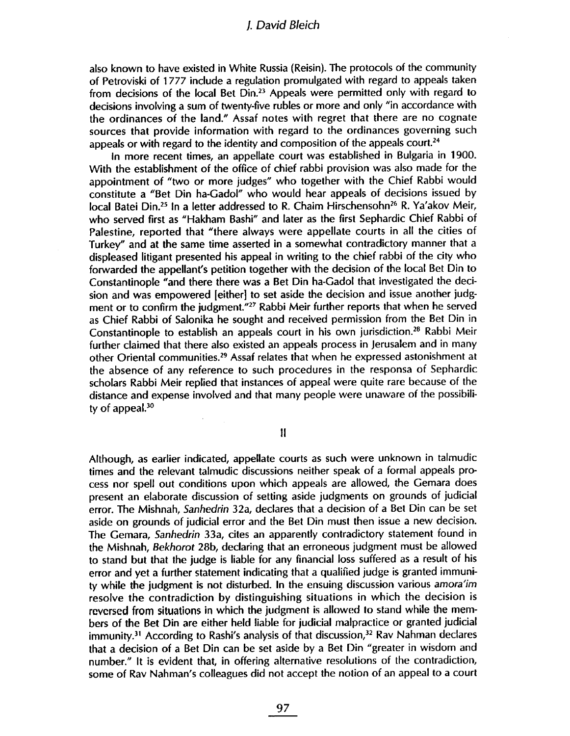also known to have existed in White Russia (Reisin). The protocols of the community of Petroviski of 1777 include a regulation promulgated with regard to appeals taken from decisions of the local Bet Din.[23] Appeals were permitted only with regard to decisions involving a sum of twenty-five rubles or more and only "in accordance with the ordinances of the land." Assaf notes with regret that there are no cognate sources that provide information with regard to the ordinances governing such appeals or with regard to the identity and composition of the appeals court.[24]

In more recent times, an appellate court was established in Bulgaria in 1900. With the establishment of the office of chief rabbi provision was also made for the appointment of "two or more judges" who together with the Chief Rabbi would constitute a "Bet Din ha-Gadol" who would hear appeals of decisions issued by local Batei Din.[25] In a letter addressed to R. Chaim Hirschensohn[26] R. Ya'akov Meir, who served first as "Hakham Bashi" and later as the first Sephardic Chief Rabbi of Palestine, reported that "there always were appellate courts in all the cities of Turkey" and at the same time asserted in a somewhat contradictory manner that a displeased litigant presented his appeal in writing to the chief rabbi of the city who forwarded the appellant's petition together with the decision of the local Bet Din to Constantinople "and there there was a Bet Din ha-Gadol that investigated the decision and was empowered [either] to set aside the decision and issue another judgment or to confirm the judgment."[27] Rabbi Meir further reports that when he served as Chief Rabbi of Salonika he sought and received permission from the Bet Din in Constantinople to establish an appeals court in his own jurisdiction.[28] Rabbi Meir further claimed that there also existed an appeals process in Jerusalem and in many other Oriental communities.[29] Assaf relates that when he expressed astonishment at the absence of any reference to such procedures in the responsa of Sephardic scholars Rabbi Meir replied that instances of appeal were quite rare because of the distance and expense involved and that many people were unaware of the possibility of appeal.[30]

## II

Although, as earlier indicated, appellate courts as such were unknown in talmudic times and the relevant talmudic discussions neither speak of a formal appeals process nor spell out conditions upon which appeals are allowed, the Gemara does present an elaborate discussion of setting aside judgments on grounds of judicial error. The Mishnah, *Sanhedrin* 32a, declares that a decision of a Bet Din can be set aside on grounds of judicial error and the Bet Din must then issue a new decision. The Gemara, *Sanhedrin* 33a, cites an apparently contradictory statement found in the Mishnah, *Bekhorot* 28b, declaring that an erroneous judgment must be allowed to stand but that the judge is liable for any financial loss suffered as a result of his error and yet a further statement indicating that a qualified judge is granted immunity while the judgment is not disturbed. In the ensuing discussion various *amora'im* resolve the contradiction by distinguishing situations in which the decision is reversed from situations in which the judgment is allowed to stand while the members of the Bet Din are either held liable for judicial malpractice or granted judicial immunity.[31] According to Rashi's analysis of that discussion,[32] Rav Nahman declares that a decision of a Bet Din can be set aside by a Bet Din "greater in wisdom and number." It is evident that, in offering alternative resolutions of the contradiction, some of Rav Nahman's colleagues did not accept the notion of an appeal to a court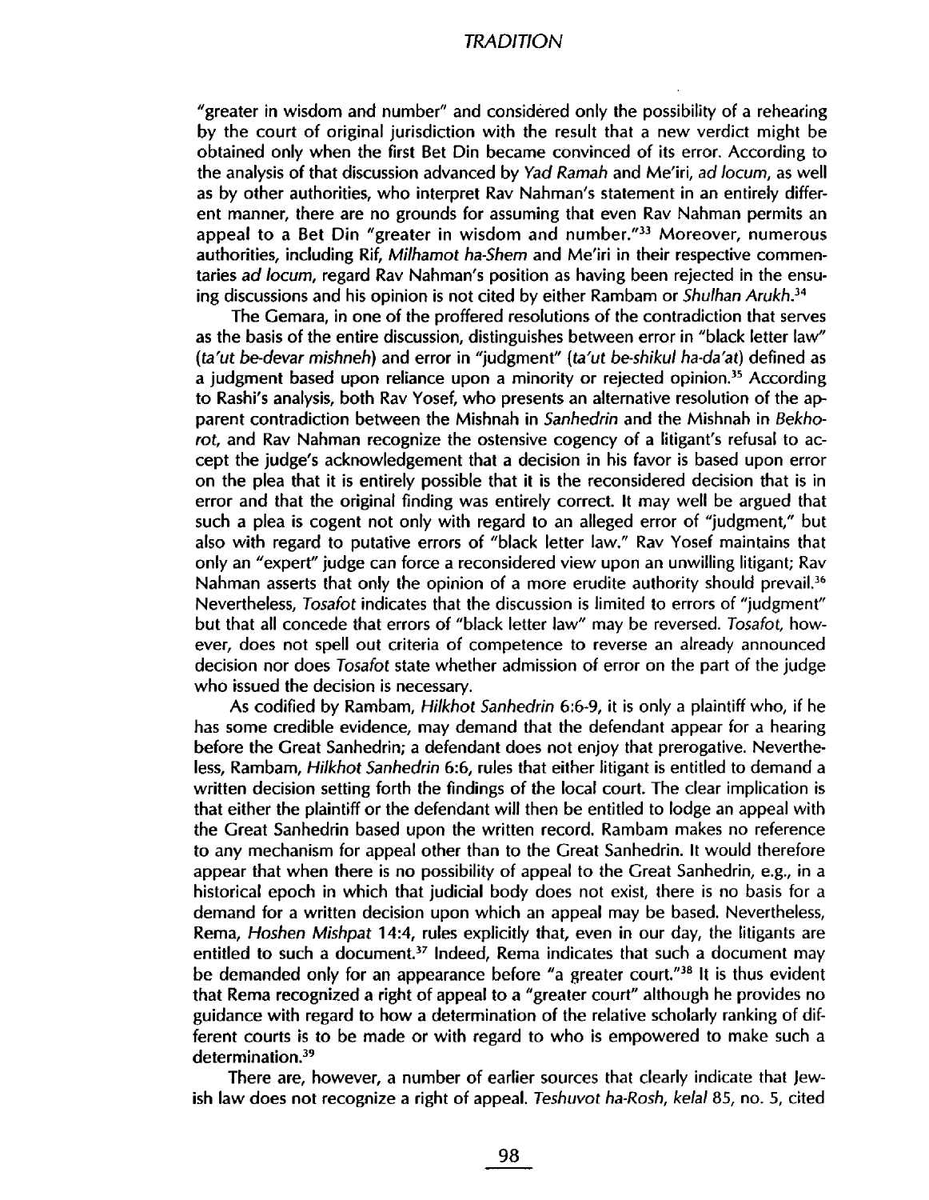"greater in wisdom and number" and considered only the possibility of a rehearing by the court of original jurisdiction with the result that a new verdict might be obtained only when the first Bet Din became convinced of its error. According to the analysis of that discussion advanced by *Yad Ramah* and Me'iri, *ad locum*, as well as by other authorities, who interpret Rav Nahman's statement in an entirely different manner, there are no grounds for assuming that even Rav Nahman permits an appeal to a Bet Din "greater in wisdom and number."[33] Moreover, numerous authorities, including Rif, *Milhamot ha-Shem* and Me'iri in their respective commentaries *ad locum*, regard Rav Nahman's position as having been rejected in the ensuing discussions and his opinion is not cited by either Rambam or *Shulhan Arukh*.[34]

The Gemara, in one of the proffered resolutions of the contradiction that serves as the basis of the entire discussion, distinguishes between error in "black letter law" (*ta'ut be-devar mishneh*) and error in "judgment" (*ta'ut be-shikul ha-da'at*) defined as a judgment based upon reliance upon a minority or rejected opinion.[35] According to Rashi's analysis, both Rav Yosef, who presents an alternative resolution of the apparent contradiction between the Mishnah in *Sanhedrin* and the Mishnah in *Bekhorot*, and Rav Nahman recognize the ostensive cogency of a litigant's refusal to accept the judge's acknowledgement that a decision in his favor is based upon error on the plea that it is entirely possible that it is the reconsidered decision that is in error and that the original finding was entirely correct. It may well be argued that such a plea is cogent not only with regard to an alleged error of "judgment," but also with regard to putative errors of "black letter law." Rav Yosef maintains that only an "expert" judge can force a reconsidered view upon an unwilling litigant; Rav Nahman asserts that only the opinion of a more erudite authority should prevail.[36] Nevertheless, *Tosafot* indicates that the discussion is limited to errors of "judgment" but that all concede that errors of "black letter law" may be reversed. *Tosafot*, however, does not spell out criteria of competence to reverse an already announced decision nor does *Tosafot* state whether admission of error on the part of the judge who issued the decision is necessary.

As codified by Rambam, *Hilkhot Sanhedrin* 6:6-9, it is only a plaintiff who, if he has some credible evidence, may demand that the defendant appear for a hearing before the Great Sanhedrin; a defendant does not enjoy that prerogative. Nevertheless, Rambam, *Hilkhot Sanhedrin* 6:6, rules that either litigant is entitled to demand a written decision setting forth the findings of the local court. The clear implication is that either the plaintiff or the defendant will then be entitled to lodge an appeal with the Great Sanhedrin based upon the written record. Rambam makes no reference to any mechanism for appeal other than to the Great Sanhedrin. It would therefore appear that when there is no possibility of appeal to the Great Sanhedrin, e.g., in a historical epoch in which that judicial body does not exist, there is no basis for a demand for a written decision upon which an appeal may be based. Nevertheless, Rema, *Hoshen Mishpat* 14:4, rules explicitly that, even in our day, the litigants are entitled to such a document.[37] Indeed, Rema indicates that such a document may be demanded only for an appearance before "a greater court."[38] It is thus evident that Rema recognized a right of appeal to a "greater court" although he provides no guidance with regard to how a determination of the relative scholarly ranking of different courts is to be made or with regard to who is empowered to make such a determination.[39]

There are, however, a number of earlier sources that clearly indicate that Jewish law does not recognize a right of appeal. *Teshuvot ha-Rosh*, *kelal* 85, no. 5, cited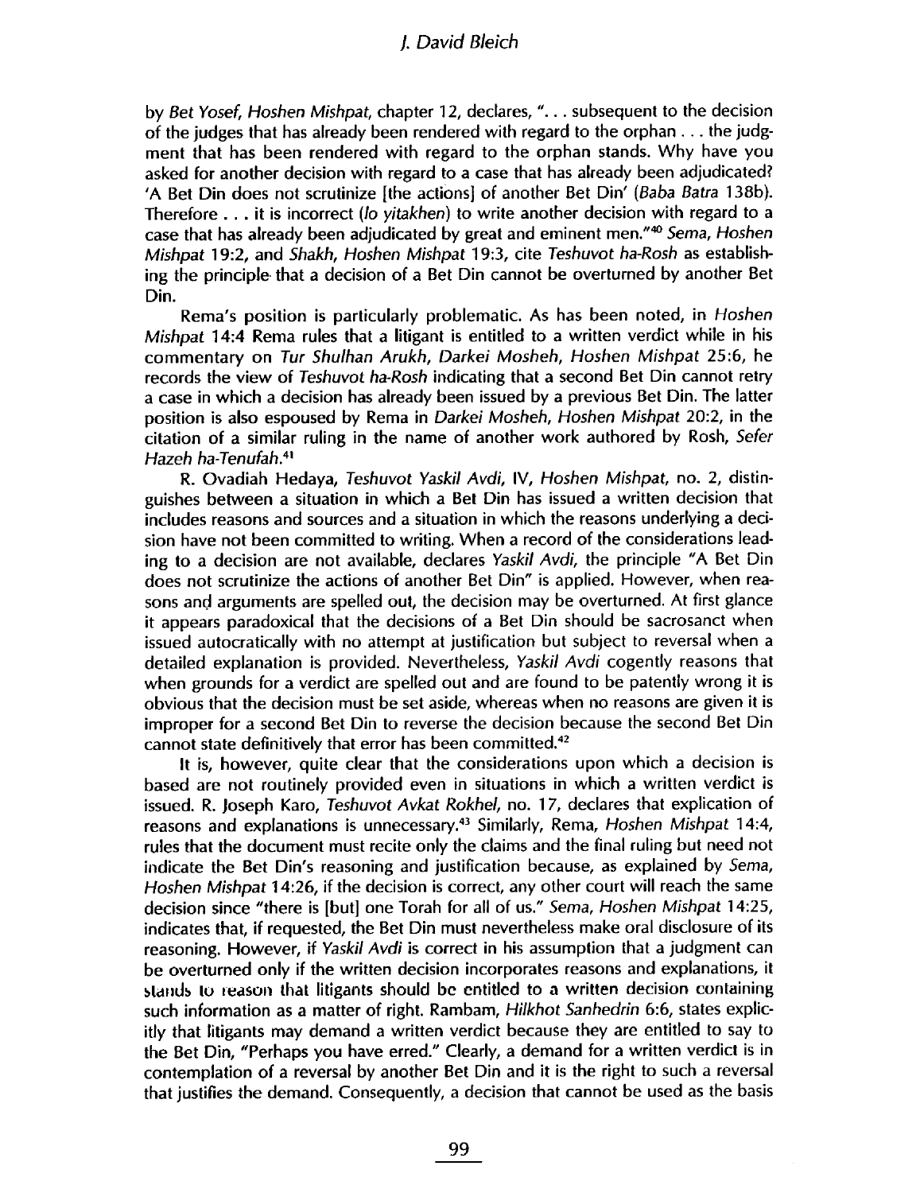by *Bet Yosef, Hoshen Mishpat,* chapter 12, declares, ". . . subsequent to the decision of the judges that has already been rendered with regard to the orphan . . . the judgment that has been rendered with regard to the orphan stands. Why have you asked for another decision with regard to a case that has already been adjudicated? 'A Bet Din does not scrutinize [the actions] of another Bet Din' (*Baba Batra* 138b). Therefore . . . it is incorrect (*lo yitakhen*) to write another decision with regard to a case that has already been adjudicated by great and eminent men."[40] *Sema, Hoshen Mishpat* 19:2, and *Shakh, Hoshen Mishpat* 19:3, cite *Teshuvot ha-Rosh* as establishing the principle that a decision of a Bet Din cannot be overturned by another Bet Din.

Rema's position is particularly problematic. As has been noted, in *Hoshen Mishpat* 14:4 Rema rules that a litigant is entitled to a written verdict while in his commentary on *Tur Shulhan Arukh, Darkei Mosheh, Hoshen Mishpat* 25:6, he records the view of *Teshuvot ha-Rosh* indicating that a second Bet Din cannot retry a case in which a decision has already been issued by a previous Bet Din. The latter position is also espoused by Rema in *Darkei Mosheh, Hoshen Mishpat* 20:2, in the citation of a similar ruling in the name of another work authored by Rosh, *Sefer Hazeh ha-Tenufah*.[41]

R. Ovadiah Hedaya, *Teshuvot Yaskil Avdi*, IV, *Hoshen Mishpat*, no. 2, distinguishes between a situation in which a Bet Din has issued a written decision that includes reasons and sources and a situation in which the reasons underlying a decision have not been committed to writing. When a record of the considerations leading to a decision are not available, declares *Yaskil Avdi*, the principle "A Bet Din does not scrutinize the actions of another Bet Din" is applied. However, when reasons and arguments are spelled out, the decision may be overturned. At first glance it appears paradoxical that the decisions of a Bet Din should be sacrosanct when issued autocratically with no attempt at justification but subject to reversal when a detailed explanation is provided. Nevertheless, *Yaskil Avdi* cogently reasons that when grounds for a verdict are spelled out and are found to be patently wrong it is obvious that the decision must be set aside, whereas when no reasons are given it is improper for a second Bet Din to reverse the decision because the second Bet Din cannot state definitively that error has been committed.[42]

It is, however, quite clear that the considerations upon which a decision is based are not routinely provided even in situations in which a written verdict is issued. R. Joseph Karo, *Teshuvot Avkat Rokhel*, no. 17, declares that explication of reasons and explanations is unnecessary.[43] Similarly, Rema, *Hoshen Mishpat* 14:4, rules that the document must recite only the claims and the final ruling but need not indicate the Bet Din's reasoning and justification because, as explained by *Sema, Hoshen Mishpat* 14:26, if the decision is correct, any other court will reach the same decision since "there is [but] one Torah for all of us." *Sema, Hoshen Mishpat* 14:25, indicates that, if requested, the Bet Din must nevertheless make oral disclosure of its reasoning. However, if *Yaskil Avdi* is correct in his assumption that a judgment can be overturned only if the written decision incorporates reasons and explanations, it stands to reason that litigants should be entitled to a written decision containing such information as a matter of right. Rambam, *Hilkhot Sanhedrin* 6:6, states explicitly that litigants may demand a written verdict because they are entitled to say to the Bet Din, "Perhaps you have erred." Clearly, a demand for a written verdict is in contemplation of a reversal by another Bet Din and it is the right to such a reversal that justifies the demand. Consequently, a decision that cannot be used as the basis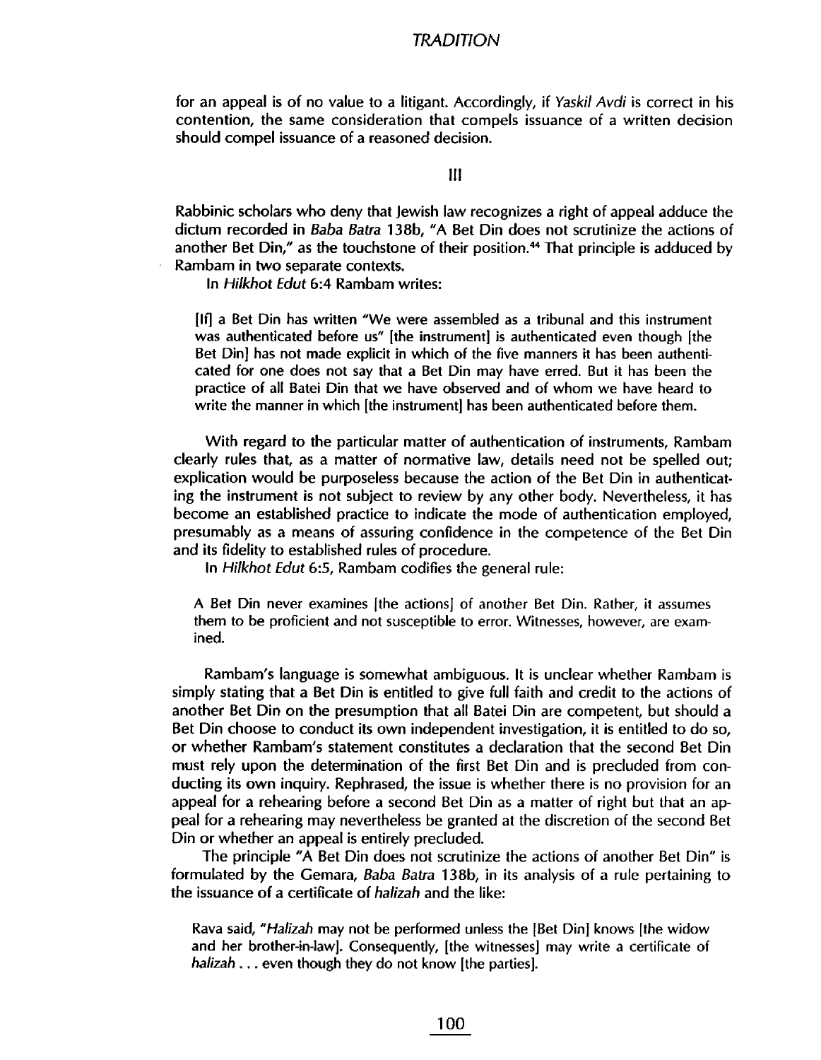for an appeal is of no value to a litigant. Accordingly, if *Yaskil Avdi* is correct in his contention, the same consideration that compels issuance of a written decision should compel issuance of a reasoned decision.

## III

Rabbinic scholars who deny that Jewish law recognizes a right of appeal adduce the dictum recorded in *Baba Batra* 138b, "A Bet Din does not scrutinize the actions of another Bet Din," as the touchstone of their position.[44] That principle is adduced by Rambam in two separate contexts.

In *Hilkhot Edut* 6:4 Rambam writes:

> [If] a Bet Din has written "We were assembled as a tribunal and this instrument was authenticated before us" [the instrument] is authenticated even though [the Bet Din] has not made explicit in which of the five manners it has been authenticated for one does not say that a Bet Din may have erred. But it has been the practice of all Batei Din that we have observed and of whom we have heard to write the manner in which [the instrument] has been authenticated before them.

With regard to the particular matter of authentication of instruments, Rambam clearly rules that, as a matter of normative law, details need not be spelled out; explication would be purposeless because the action of the Bet Din in authenticating the instrument is not subject to review by any other body. Nevertheless, it has become an established practice to indicate the mode of authentication employed, presumably as a means of assuring confidence in the competence of the Bet Din and its fidelity to established rules of procedure.

In *Hilkhot Edut* 6:5, Rambam codifies the general rule:

> A Bet Din never examines [the actions] of another Bet Din. Rather, it assumes them to be proficient and not susceptible to error. Witnesses, however, are examined.

Rambam's language is somewhat ambiguous. It is unclear whether Rambam is simply stating that a Bet Din is entitled to give full faith and credit to the actions of another Bet Din on the presumption that all Batei Din are competent, but should a Bet Din choose to conduct its own independent investigation, it is entitled to do so, or whether Rambam's statement constitutes a declaration that the second Bet Din must rely upon the determination of the first Bet Din and is precluded from conducting its own inquiry. Rephrased, the issue is whether there is no provision for an appeal for a rehearing before a second Bet Din as a matter of right but that an appeal for a rehearing may nevertheless be granted at the discretion of the second Bet Din or whether an appeal is entirely precluded.

The principle "A Bet Din does not scrutinize the actions of another Bet Din" is formulated by the Gemara, *Baba Batra* 138b, in its analysis of a rule pertaining to the issuance of a certificate of *halizah* and the like:

> Rava said, "*Halizah* may not be performed unless the [Bet Din] knows [the widow and her brother-in-law]. Consequently, [the witnesses] may write a certificate of *halizah* . . . even though they do not know [the parties].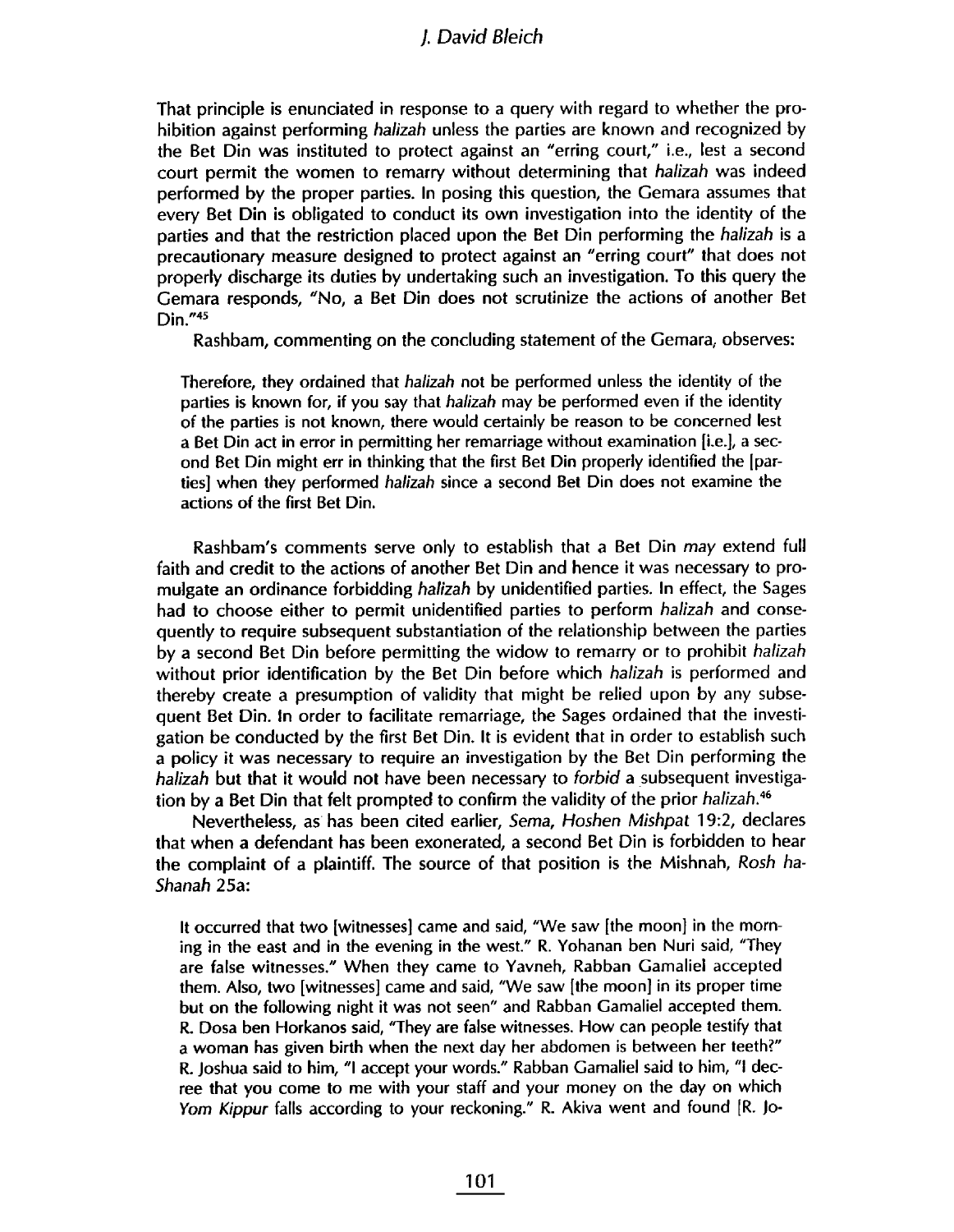That principle is enunciated in response to a query with regard to whether the prohibition against performing *halizah* unless the parties are known and recognized by the Bet Din was instituted to protect against an "erring court," i.e., lest a second court permit the women to remarry without determining that *halizah* was indeed performed by the proper parties. In posing this question, the Gemara assumes that every Bet Din is obligated to conduct its own investigation into the identity of the parties and that the restriction placed upon the Bet Din performing the *halizah* is a precautionary measure designed to protect against an "erring court" that does not properly discharge its duties by undertaking such an investigation. To this query the Gemara responds, "No, a Bet Din does not scrutinize the actions of another Bet Din."[45]

Rashbam, commenting on the concluding statement of the Gemara, observes:

> Therefore, they ordained that *halizah* not be performed unless the identity of the parties is known for, if you say that *halizah* may be performed even if the identity of the parties is not known, there would certainly be reason to be concerned lest a Bet Din act in error in permitting her remarriage without examination [i.e.], a second Bet Din might err in thinking that the first Bet Din properly identified the [parties] when they performed *halizah* since a second Bet Din does not examine the actions of the first Bet Din.

Rashbam's comments serve only to establish that a Bet Din *may* extend full faith and credit to the actions of another Bet Din and hence it was necessary to promulgate an ordinance forbidding *halizah* by unidentified parties. In effect, the Sages had to choose either to permit unidentified parties to perform *halizah* and consequently to require subsequent substantiation of the relationship between the parties by a second Bet Din before permitting the widow to remarry or to prohibit *halizah* without prior identification by the Bet Din before which *halizah* is performed and thereby create a presumption of validity that might be relied upon by any subsequent Bet Din. In order to facilitate remarriage, the Sages ordained that the investigation be conducted by the first Bet Din. It is evident that in order to establish such a policy it was necessary to require an investigation by the Bet Din performing the *halizah* but that it would not have been necessary to *forbid* a subsequent investigation by a Bet Din that felt prompted to confirm the validity of the prior *halizah*.[46]

Nevertheless, as has been cited earlier, *Sema, Hoshen Mishpat* 19:2, declares that when a defendant has been exonerated, a second Bet Din is forbidden to hear the complaint of a plaintiff. The source of that position is the Mishnah, *Rosh ha-Shanah* 25a:

> It occurred that two [witnesses] came and said, "We saw [the moon] in the morning in the east and in the evening in the west." R. Yohanan ben Nuri said, "They are false witnesses." When they came to Yavneh, Rabban Gamaliel accepted them. Also, two [witnesses] came and said, "We saw [the moon] in its proper time but on the following night it was not seen" and Rabban Gamaliel accepted them. R. Dosa ben Horkanos said, "They are false witnesses. How can people testify that a woman has given birth when the next day her abdomen is between her teeth?" R. Joshua said to him, "I accept your words." Rabban Gamaliel said to him, "I decree that you come to me with your staff and your money on the day on which *Yom Kippur* falls according to your reckoning." R. Akiva went and found [R. Jo-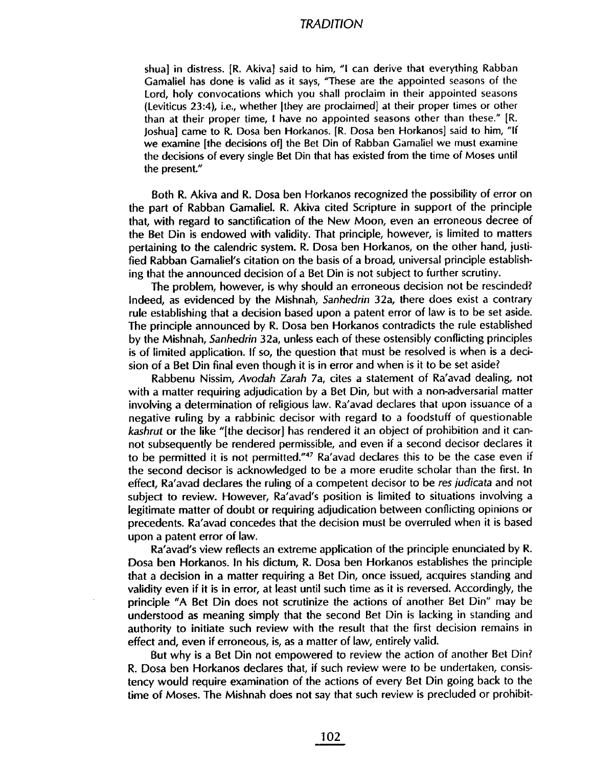shua] in distress. [R. Akiva] said to him, "I can derive that everything Rabban Gamaliel has done is valid as it says, "These are the appointed seasons of the Lord, holy convocations which you shall proclaim in their appointed seasons (Leviticus 23:4), i.e., whether [they are proclaimed] at their proper times or other than at their proper time, I have no appointed seasons other than these." [R. Joshua] came to R. Dosa ben Horkanos. [R. Dosa ben Horkanos] said to him, "If we examine [the decisions of] the Bet Din of Rabban Gamaliel we must examine the decisions of every single Bet Din that has existed from the time of Moses until the present."

Both R. Akiva and R. Dosa ben Horkanos recognized the possibility of error on the part of Rabban Gamaliel. R. Akiva cited Scripture in support of the principle that, with regard to sanctification of the New Moon, even an erroneous decree of the Bet Din is endowed with validity. That principle, however, is limited to matters pertaining to the calendric system. R. Dosa ben Horkanos, on the other hand, justified Rabban Gamaliel's citation on the basis of a broad, universal principle establishing that the announced decision of a Bet Din is not subject to further scrutiny.

The problem, however, is why should an erroneous decision not be rescinded? Indeed, as evidenced by the Mishnah, *Sanhedrin* 32a, there does exist a contrary rule establishing that a decision based upon a patent error of law is to be set aside. The principle announced by R. Dosa ben Horkanos contradicts the rule established by the Mishnah, *Sanhedrin* 32a, unless each of these ostensibly conflicting principles is of limited application. If so, the question that must be resolved is when is a decision of a Bet Din final even though it is in error and when is it to be set aside?

Rabbenu Nissim, *Avodah Zarah* 7a, cites a statement of Ra'avad dealing, not with a matter requiring adjudication by a Bet Din, but with a non-adversarial matter involving a determination of religious law. Ra'avad declares that upon issuance of a negative ruling by a rabbinic decisor with regard to a foodstuff of questionable *kashrut* or the like "[the decisor] has rendered it an object of prohibition and it cannot subsequently be rendered permissible, and even if a second decisor declares it to be permitted it is not permitted."[47] Ra'avad declares this to be the case even if the second decisor is acknowledged to be a more erudite scholar than the first. In effect, Ra'avad declares the ruling of a competent decisor to be *res judicata* and not subject to review. However, Ra'avad's position is limited to situations involving a legitimate matter of doubt or requiring adjudication between conflicting opinions or precedents. Ra'avad concedes that the decision must be overruled when it is based upon a patent error of law.

Ra'avad's view reflects an extreme application of the principle enunciated by R. Dosa ben Horkanos. In his dictum, R. Dosa ben Horkanos establishes the principle that a decision in a matter requiring a Bet Din, once issued, acquires standing and validity even if it is in error, at least until such time as it is reversed. Accordingly, the principle "A Bet Din does not scrutinize the actions of another Bet Din" may be understood as meaning simply that the second Bet Din is lacking in standing and authority to initiate such review with the result that the first decision remains in effect and, even if erroneous, is, as a matter of law, entirely valid.

But why is a Bet Din not empowered to review the action of another Bet Din? R. Dosa ben Horkanos declares that, if such review were to be undertaken, consistency would require examination of the actions of every Bet Din going back to the time of Moses. The Mishnah does not say that such review is precluded or prohibit-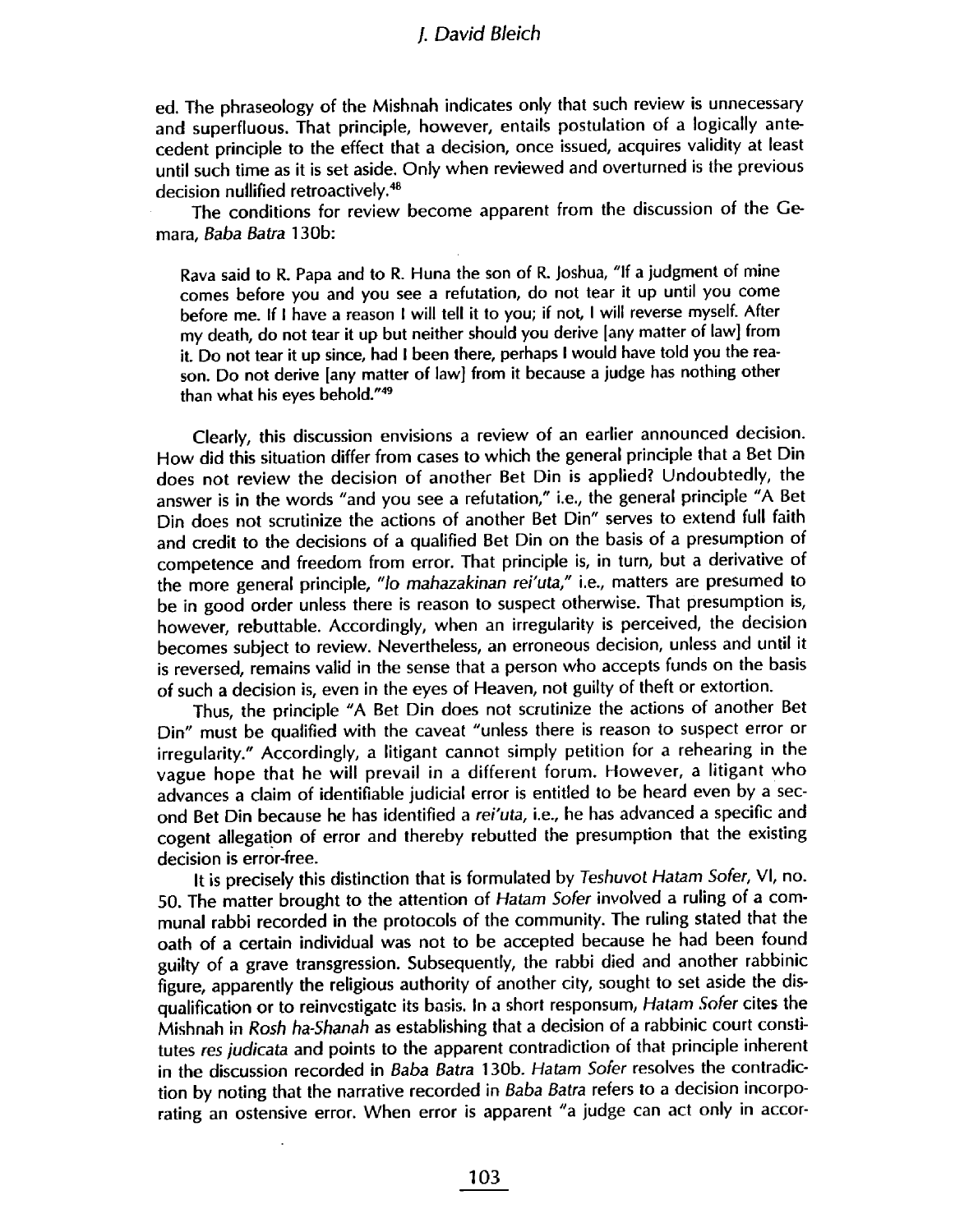ed. The phraseology of the Mishnah indicates only that such review is unnecessary and superfluous. That principle, however, entails postulation of a logically antecedent principle to the effect that a decision, once issued, acquires validity at least until such time as it is set aside. Only when reviewed and overturned is the previous decision nullified retroactively.[48]

The conditions for review become apparent from the discussion of the Gemara, *Baba Batra* 130b:

> Rava said to R. Papa and to R. Huna the son of R. Joshua, "If a judgment of mine comes before you and you see a refutation, do not tear it up until you come before me. If I have a reason I will tell it to you; if not, I will reverse myself. After my death, do not tear it up but neither should you derive [any matter of law] from it. Do not tear it up since, had I been there, perhaps I would have told you the reason. Do not derive [any matter of law] from it because a judge has nothing other than what his eyes behold."[49]

Clearly, this discussion envisions a review of an earlier announced decision. How did this situation differ from cases to which the general principle that a Bet Din does not review the decision of another Bet Din is applied? Undoubtedly, the answer is in the words "and you see a refutation," i.e., the general principle "A Bet Din does not scrutinize the actions of another Bet Din" serves to extend full faith and credit to the decisions of a qualified Bet Din on the basis of a presumption of competence and freedom from error. That principle is, in turn, but a derivative of the more general principle, *"lo mahazakinan rei'uta,"* i.e., matters are presumed to be in good order unless there is reason to suspect otherwise. That presumption is, however, rebuttable. Accordingly, when an irregularity is perceived, the decision becomes subject to review. Nevertheless, an erroneous decision, unless and until it is reversed, remains valid in the sense that a person who accepts funds on the basis of such a decision is, even in the eyes of Heaven, not guilty of theft or extortion.

Thus, the principle "A Bet Din does not scrutinize the actions of another Bet Din" must be qualified with the caveat "unless there is reason to suspect error or irregularity." Accordingly, a litigant cannot simply petition for a rehearing in the vague hope that he will prevail in a different forum. However, a litigant who advances a claim of identifiable judicial error is entitled to be heard even by a second Bet Din because he has identified a *rei'uta*, i.e., he has advanced a specific and cogent allegation of error and thereby rebutted the presumption that the existing decision is error-free.

It is precisely this distinction that is formulated by *Teshuvot Hatam Sofer*, VI, no. 50. The matter brought to the attention of *Hatam Sofer* involved a ruling of a communal rabbi recorded in the protocols of the community. The ruling stated that the oath of a certain individual was not to be accepted because he had been found guilty of a grave transgression. Subsequently, the rabbi died and another rabbinic figure, apparently the religious authority of another city, sought to set aside the disqualification or to reinvestigate its basis. In a short responsum, *Hatam Sofer* cites the Mishnah in *Rosh ha-Shanah* as establishing that a decision of a rabbinic court constitutes *res judicata* and points to the apparent contradiction of that principle inherent in the discussion recorded in *Baba Batra* 130b. *Hatam Sofer* resolves the contradiction by noting that the narrative recorded in *Baba Batra* refers to a decision incorporating an ostensive error. When error is apparent "a judge can act only in accor-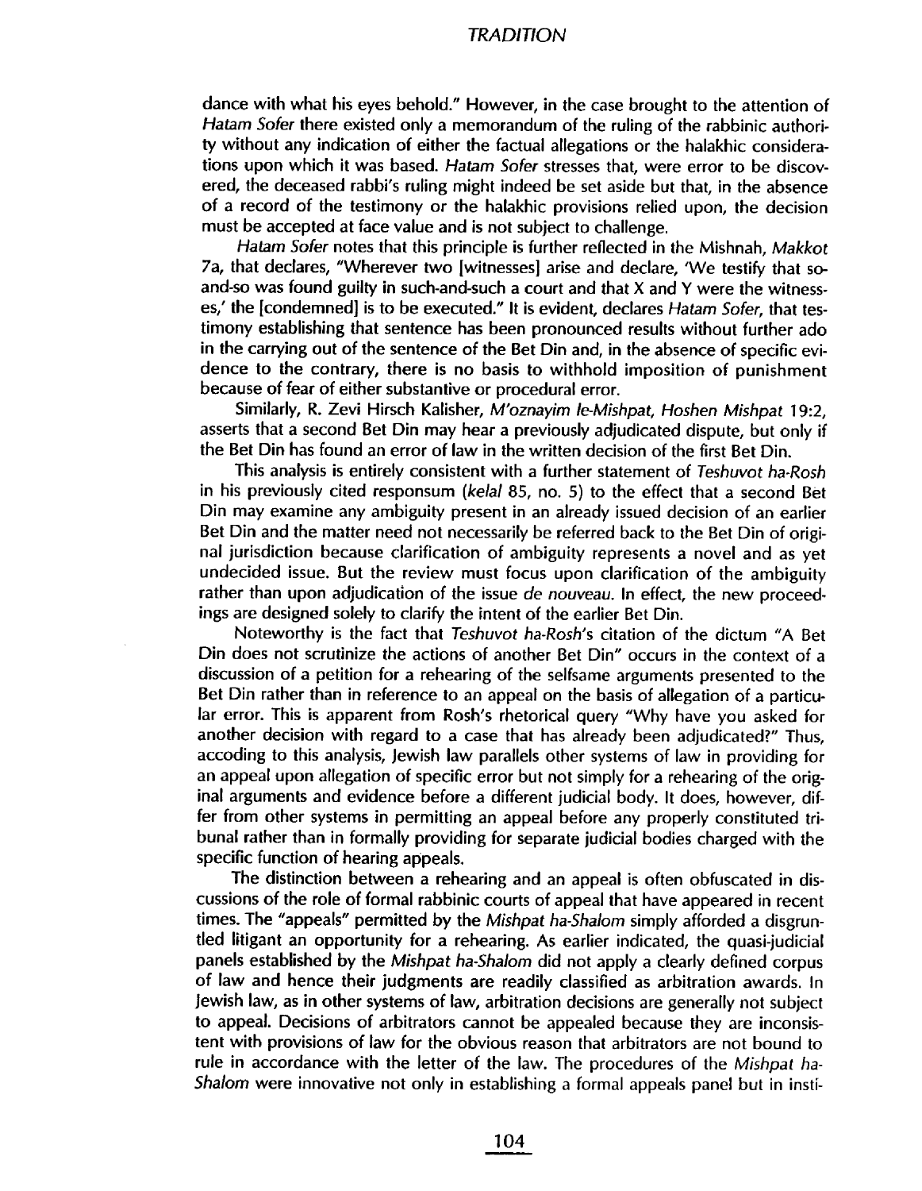dance with what his eyes behold." However, in the case brought to the attention of *Hatam Sofer* there existed only a memorandum of the ruling of the rabbinic authority without any indication of either the factual allegations or the halakhic considerations upon which it was based. *Hatam Sofer* stresses that, were error to be discovered, the deceased rabbi's ruling might indeed be set aside but that, in the absence of a record of the testimony or the halakhic provisions relied upon, the decision must be accepted at face value and is not subject to challenge.

*Hatam Sofer* notes that this principle is further reflected in the Mishnah, *Makkot* 7a, that declares, "Wherever two [witnesses] arise and declare, 'We testify that so-and-so was found guilty in such-and-such a court and that X and Y were the witnesses,' the [condemned] is to be executed." It is evident, declares *Hatam Sofer*, that testimony establishing that sentence has been pronounced results without further ado in the carrying out of the sentence of the Bet Din and, in the absence of specific evidence to the contrary, there is no basis to withhold imposition of punishment because of fear of either substantive or procedural error.

Similarly, R. Zevi Hirsch Kalisher, *M'oznayim le-Mishpat, Hoshen Mishpat* 19:2, asserts that a second Bet Din may hear a previously adjudicated dispute, but only if the Bet Din has found an error of law in the written decision of the first Bet Din.

This analysis is entirely consistent with a further statement of *Teshuvot ha-Rosh* in his previously cited responsum (*kelal* 85, no. 5) to the effect that a second Bet Din may examine any ambiguity present in an already issued decision of an earlier Bet Din and the matter need not necessarily be referred back to the Bet Din of original jurisdiction because clarification of ambiguity represents a novel and as yet undecided issue. But the review must focus upon clarification of the ambiguity rather than upon adjudication of the issue *de nouveau*. In effect, the new proceedings are designed solely to clarify the intent of the earlier Bet Din.

Noteworthy is the fact that *Teshuvot ha-Rosh*'s citation of the dictum "A Bet Din does not scrutinize the actions of another Bet Din" occurs in the context of a discussion of a petition for a rehearing of the selfsame arguments presented to the Bet Din rather than in reference to an appeal on the basis of allegation of a particular error. This is apparent from Rosh's rhetorical query "Why have you asked for another decision with regard to a case that has already been adjudicated?" Thus, according to this analysis, Jewish law parallels other systems of law in providing for an appeal upon allegation of specific error but not simply for a rehearing of the original arguments and evidence before a different judicial body. It does, however, differ from other systems in permitting an appeal before any properly constituted tribunal rather than in formally providing for separate judicial bodies charged with the specific function of hearing appeals.

The distinction between a rehearing and an appeal is often obfuscated in discussions of the role of formal rabbinic courts of appeal that have appeared in recent times. The "appeals" permitted by the *Mishpat ha-Shalom* simply afforded a disgruntled litigant an opportunity for a rehearing. As earlier indicated, the quasi-judicial panels established by the *Mishpat ha-Shalom* did not apply a clearly defined corpus of law and hence their judgments are readily classified as arbitration awards. In Jewish law, as in other systems of law, arbitration decisions are generally not subject to appeal. Decisions of arbitrators cannot be appealed because they are inconsistent with provisions of law for the obvious reason that arbitrators are not bound to rule in accordance with the letter of the law. The procedures of the *Mishpat ha-Shalom* were innovative not only in establishing a formal appeals panel but in insti-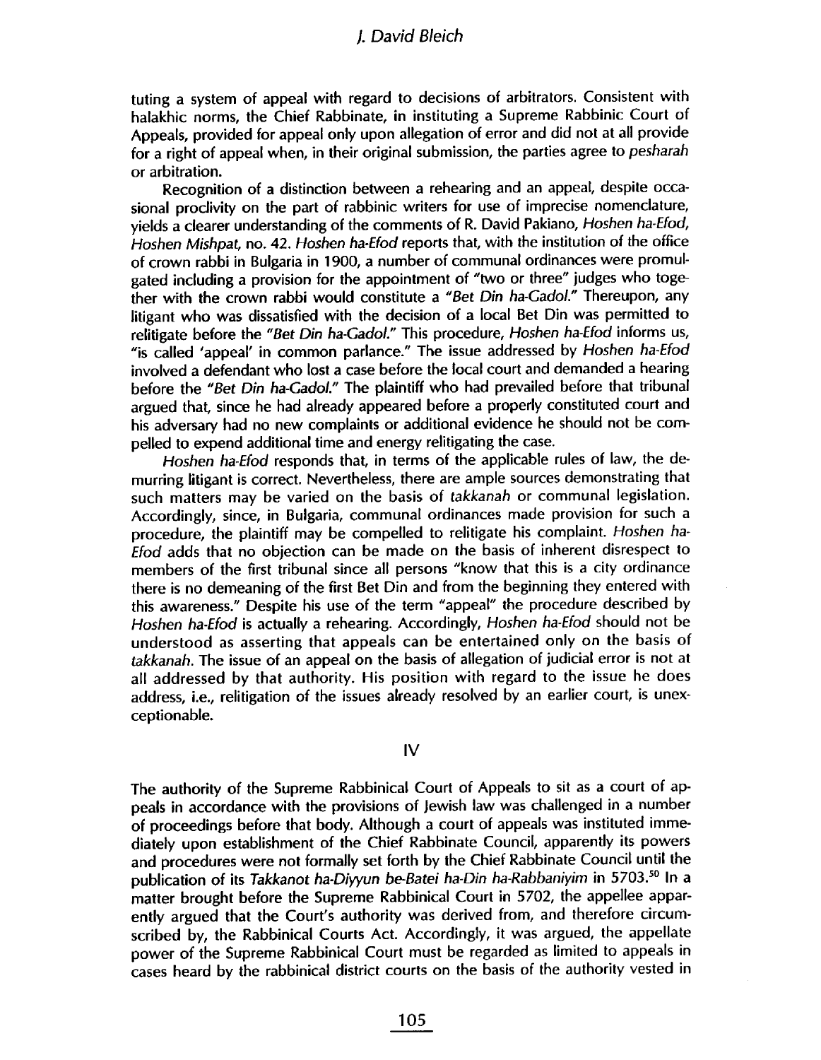tuting a system of appeal with regard to decisions of arbitrators. Consistent with halakhic norms, the Chief Rabbinate, in instituting a Supreme Rabbinic Court of Appeals, provided for appeal only upon allegation of error and did not at all provide for a right of appeal when, in their original submission, the parties agree to *pesharah* or arbitration.

Recognition of a distinction between a rehearing and an appeal, despite occasional proclivity on the part of rabbinic writers for use of imprecise nomenclature, yields a clearer understanding of the comments of R. David Pakiano, *Hoshen ha-Efod, Hoshen Mishpat*, no. 42. *Hoshen ha-Efod* reports that, with the institution of the office of crown rabbi in Bulgaria in 1900, a number of communal ordinances were promulgated including a provision for the appointment of "two or three" judges who together with the crown rabbi would constitute a "*Bet Din ha-Gadol*." Thereupon, any litigant who was dissatisfied with the decision of a local Bet Din was permitted to relitigate before the "*Bet Din ha-Gadol*." This procedure, *Hoshen ha-Efod* informs us, "is called 'appeal' in common parlance." The issue addressed by *Hoshen ha-Efod* involved a defendant who lost a case before the local court and demanded a hearing before the "*Bet Din ha-Gadol*." The plaintiff who had prevailed before that tribunal argued that, since he had already appeared before a properly constituted court and his adversary had no new complaints or additional evidence he should not be compelled to expend additional time and energy relitigating the case.

*Hoshen ha-Efod* responds that, in terms of the applicable rules of law, the demurring litigant is correct. Nevertheless, there are ample sources demonstrating that such matters may be varied on the basis of *takkanah* or communal legislation. Accordingly, since, in Bulgaria, communal ordinances made provision for such a procedure, the plaintiff may be compelled to relitigate his complaint. *Hoshen ha-Efod* adds that no objection can be made on the basis of inherent disrespect to members of the first tribunal since all persons "know that this is a city ordinance there is no demeaning of the first Bet Din and from the beginning they entered with this awareness." Despite his use of the term "appeal" the procedure described by *Hoshen ha-Efod* is actually a rehearing. Accordingly, *Hoshen ha-Efod* should not be understood as asserting that appeals can be entertained only on the basis of *takkanah*. The issue of an appeal on the basis of allegation of judicial error is not at all addressed by that authority. His position with regard to the issue he does address, i.e., relitigation of the issues already resolved by an earlier court, is unexceptionable.

## IV

The authority of the Supreme Rabbinical Court of Appeals to sit as a court of appeals in accordance with the provisions of Jewish law was challenged in a number of proceedings before that body. Although a court of appeals was instituted immediately upon establishment of the Chief Rabbinate Council, apparently its powers and procedures were not formally set forth by the Chief Rabbinate Council until the publication of its *Takkanot ha-Diyyun be-Batei ha-Din ha-Rabbaniyim* in 5703.[50] In a matter brought before the Supreme Rabbinical Court in 5702, the appellee apparently argued that the Court's authority was derived from, and therefore circumscribed by, the Rabbinical Courts Act. Accordingly, it was argued, the appellate power of the Supreme Rabbinical Court must be regarded as limited to appeals in cases heard by the rabbinical district courts on the basis of the authority vested in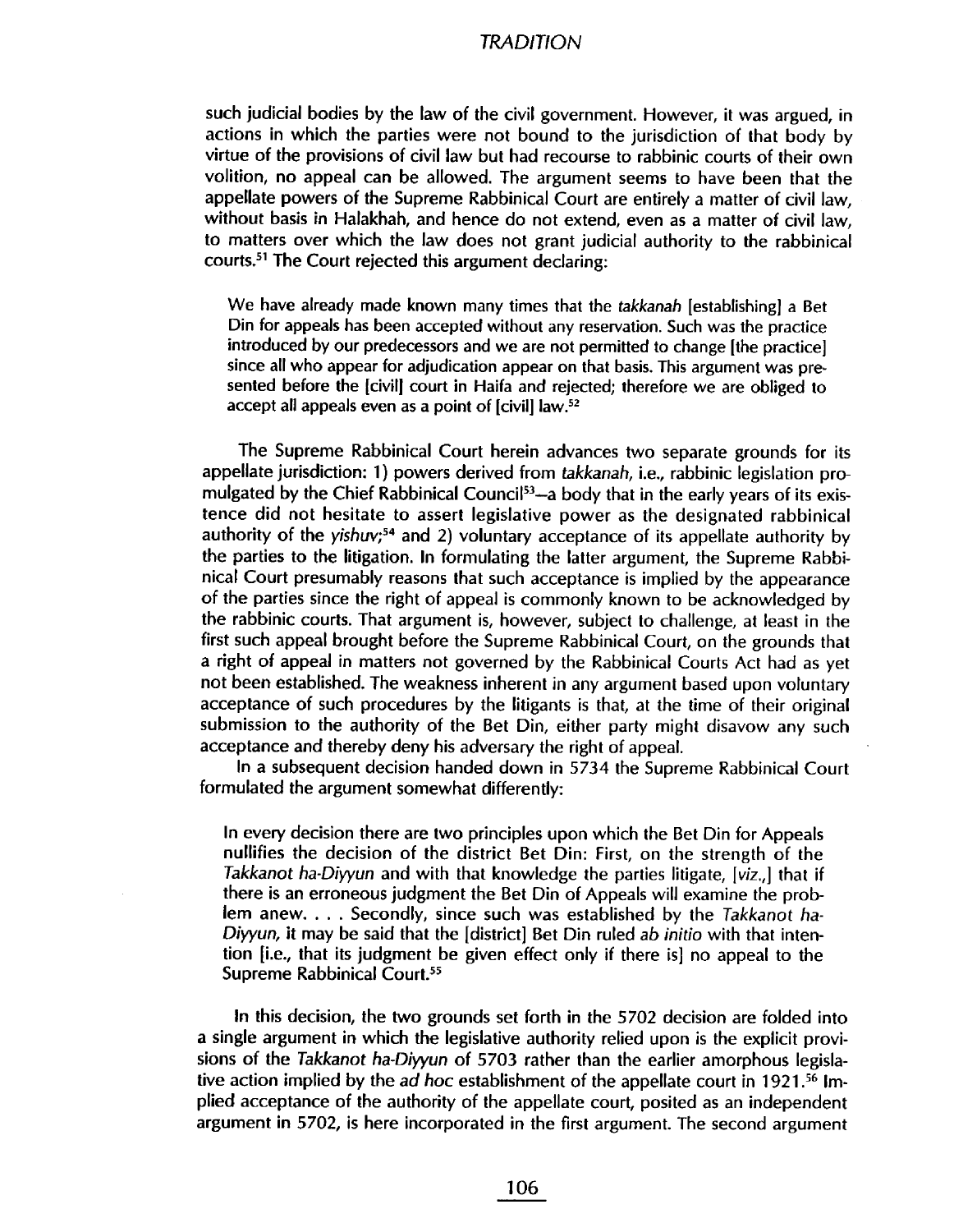such judicial bodies by the law of the civil government. However, it was argued, in actions in which the parties were not bound to the jurisdiction of that body by virtue of the provisions of civil law but had recourse to rabbinic courts of their own volition, no appeal can be allowed. The argument seems to have been that the appellate powers of the Supreme Rabbinical Court are entirely a matter of civil law, without basis in Halakhah, and hence do not extend, even as a matter of civil law, to matters over which the law does not grant judicial authority to the rabbinical courts.[51] The Court rejected this argument declaring:

> We have already made known many times that the *takkanah* [establishing] a Bet Din for appeals has been accepted without any reservation. Such was the practice introduced by our predecessors and we are not permitted to change [the practice] since all who appear for adjudication appear on that basis. This argument was presented before the [civil] court in Haifa and rejected; therefore we are obliged to accept all appeals even as a point of [civil] law.[52]

The Supreme Rabbinical Court herein advances two separate grounds for its appellate jurisdiction: 1) powers derived from *takkanah*, i.e., rabbinic legislation promulgated by the Chief Rabbinical Council[53]—a body that in the early years of its existence did not hesitate to assert legislative power as the designated rabbinical authority of the *yishuv*;[54] and 2) voluntary acceptance of its appellate authority by the parties to the litigation. In formulating the latter argument, the Supreme Rabbinical Court presumably reasons that such acceptance is implied by the appearance of the parties since the right of appeal is commonly known to be acknowledged by the rabbinic courts. That argument is, however, subject to challenge, at least in the first such appeal brought before the Supreme Rabbinical Court, on the grounds that a right of appeal in matters not governed by the Rabbinical Courts Act had as yet not been established. The weakness inherent in any argument based upon voluntary acceptance of such procedures by the litigants is that, at the time of their original submission to the authority of the Bet Din, either party might disavow any such acceptance and thereby deny his adversary the right of appeal.

In a subsequent decision handed down in 5734 the Supreme Rabbinical Court formulated the argument somewhat differently:

> In every decision there are two principles upon which the Bet Din for Appeals nullifies the decision of the district Bet Din: First, on the strength of the *Takkanot ha-Diyyun* and with that knowledge the parties litigate, [*viz.*,] that if there is an erroneous judgment the Bet Din of Appeals will examine the problem anew. . . . Secondly, since such was established by the *Takkanot ha-Diyyun*, it may be said that the [district] Bet Din ruled *ab initio* with that intention [i.e., that its judgment be given effect only if there is] no appeal to the Supreme Rabbinical Court.[55]

In this decision, the two grounds set forth in the 5702 decision are folded into a single argument in which the legislative authority relied upon is the explicit provisions of the *Takkanot ha-Diyyun* of 5703 rather than the earlier amorphous legislative action implied by the *ad hoc* establishment of the appellate court in 1921.[56] Implied acceptance of the authority of the appellate court, posited as an independent argument in 5702, is here incorporated in the first argument. The second argument